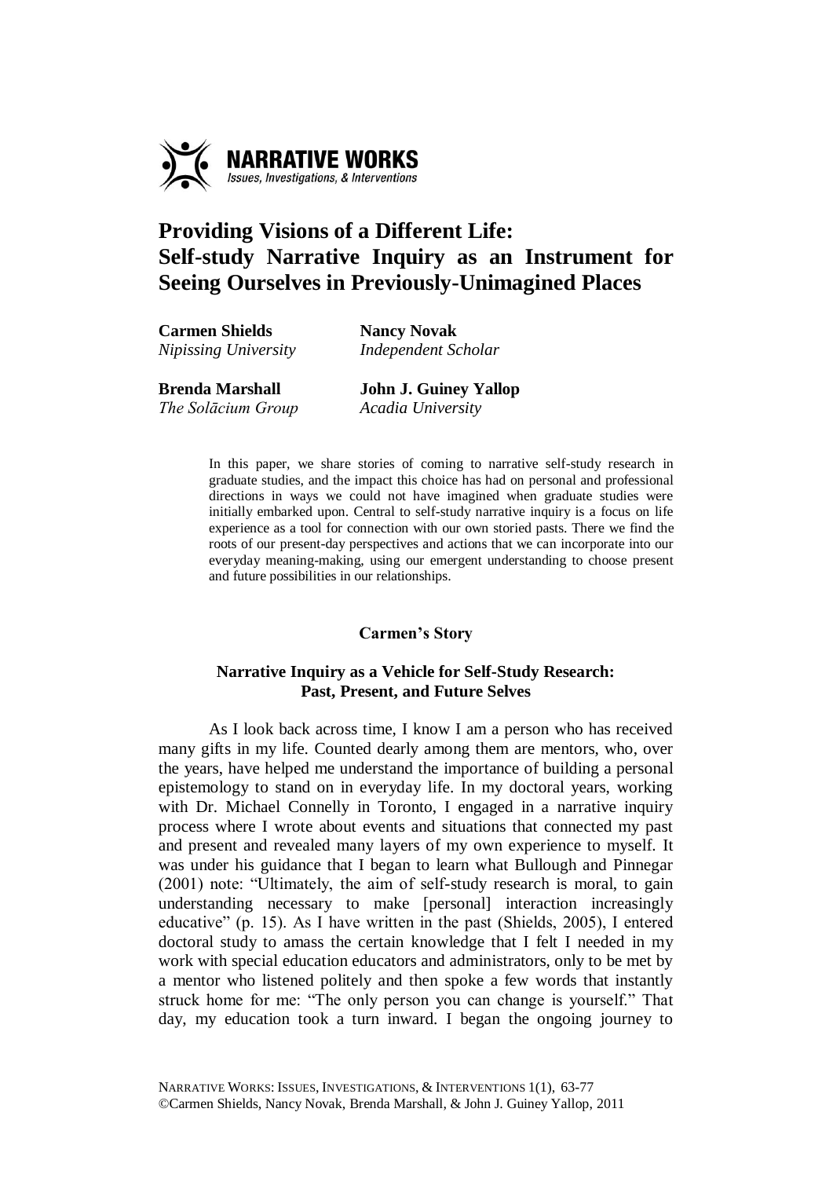# Providing Visions of a Different Life: Self-study Narrative Inquiry as an Instrument for Seeing Ourselves in Previously-Unimagined Places

**Carmen Shields**
*Nipissing University*

**Nancy Novak**
*Independent Scholar*

**Brenda Marshall**
*The Solācium Group*

**John J. Guiney Yallop**
*Acadia University*

> In this paper, we share stories of coming to narrative self-study research in graduate studies, and the impact this choice has had on personal and professional directions in ways we could not have imagined when graduate studies were initially embarked upon. Central to self-study narrative inquiry is a focus on life experience as a tool for connection with our own storied pasts. There we find the roots of our present-day perspectives and actions that we can incorporate into our everyday meaning-making, using our emergent understanding to choose present and future possibilities in our relationships.

## Carmen's Story

### Narrative Inquiry as a Vehicle for Self-Study Research: Past, Present, and Future Selves

As I look back across time, I know I am a person who has received many gifts in my life. Counted dearly among them are mentors, who, over the years, have helped me understand the importance of building a personal epistemology to stand on in everyday life. In my doctoral years, working with Dr. Michael Connelly in Toronto, I engaged in a narrative inquiry process where I wrote about events and situations that connected my past and present and revealed many layers of my own experience to myself. It was under his guidance that I began to learn what Bullough and Pinnegar (2001) note: "Ultimately, the aim of self-study research is moral, to gain understanding necessary to make [personal] interaction increasingly educative" (p. 15). As I have written in the past (Shields, 2005), I entered doctoral study to amass the certain knowledge that I felt I needed in my work with special education educators and administrators, only to be met by a mentor who listened politely and then spoke a few words that instantly struck home for me: "The only person you can change is yourself." That day, my education took a turn inward. I began the ongoing journey to

NARRATIVE WORKS: ISSUES, INVESTIGATIONS, & INTERVENTIONS 1(1), 63-77
©Carmen Shields, Nancy Novak, Brenda Marshall, & John J. Guiney Yallop, 2011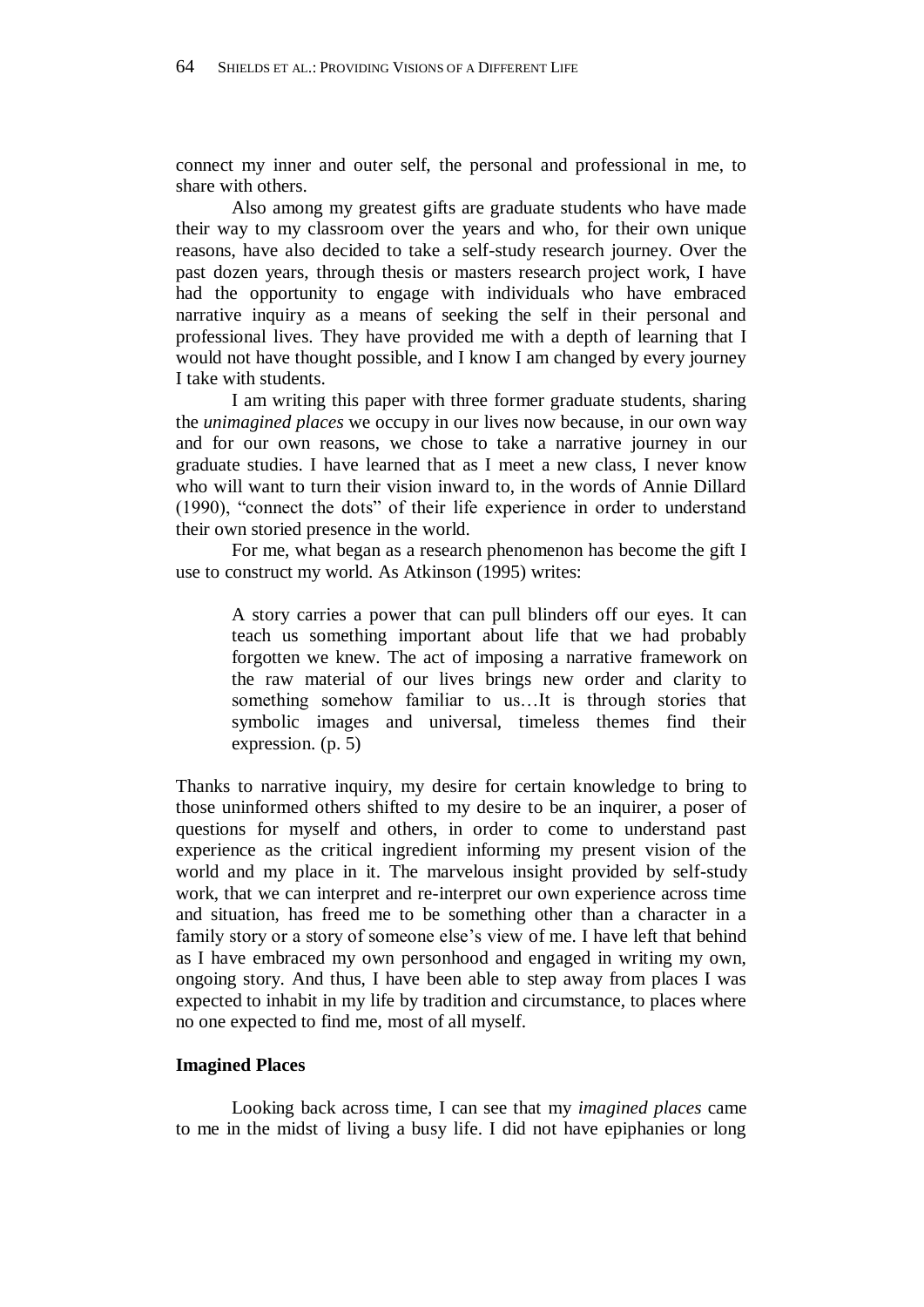connect my inner and outer self, the personal and professional in me, to share with others.

Also among my greatest gifts are graduate students who have made their way to my classroom over the years and who, for their own unique reasons, have also decided to take a self-study research journey. Over the past dozen years, through thesis or masters research project work, I have had the opportunity to engage with individuals who have embraced narrative inquiry as a means of seeking the self in their personal and professional lives. They have provided me with a depth of learning that I would not have thought possible, and I know I am changed by every journey I take with students.

I am writing this paper with three former graduate students, sharing the *unimagined places* we occupy in our lives now because, in our own way and for our own reasons, we chose to take a narrative journey in our graduate studies. I have learned that as I meet a new class, I never know who will want to turn their vision inward to, in the words of Annie Dillard (1990), "connect the dots" of their life experience in order to understand their own storied presence in the world.

For me, what began as a research phenomenon has become the gift I use to construct my world. As Atkinson (1995) writes:

> A story carries a power that can pull blinders off our eyes. It can teach us something important about life that we had probably forgotten we knew. The act of imposing a narrative framework on the raw material of our lives brings new order and clarity to something somehow familiar to us…It is through stories that symbolic images and universal, timeless themes find their expression. (p. 5)

Thanks to narrative inquiry, my desire for certain knowledge to bring to those uninformed others shifted to my desire to be an inquirer, a poser of questions for myself and others, in order to come to understand past experience as the critical ingredient informing my present vision of the world and my place in it. The marvelous insight provided by self-study work, that we can interpret and re-interpret our own experience across time and situation, has freed me to be something other than a character in a family story or a story of someone else's view of me. I have left that behind as I have embraced my own personhood and engaged in writing my own, ongoing story. And thus, I have been able to step away from places I was expected to inhabit in my life by tradition and circumstance, to places where no one expected to find me, most of all myself.

**Imagined Places**

Looking back across time, I can see that my *imagined places* came to me in the midst of living a busy life. I did not have epiphanies or long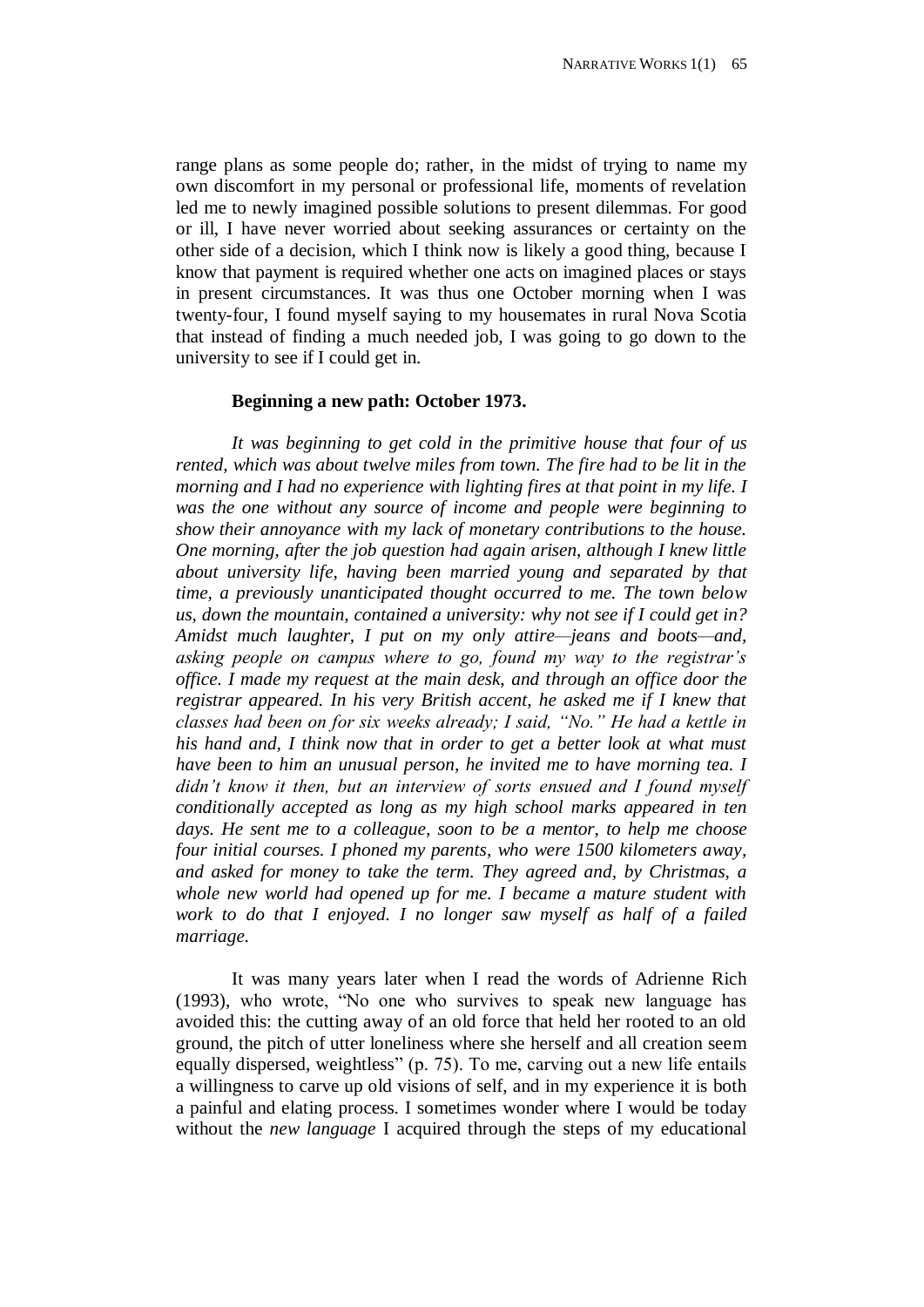range plans as some people do; rather, in the midst of trying to name my own discomfort in my personal or professional life, moments of revelation led me to newly imagined possible solutions to present dilemmas. For good or ill, I have never worried about seeking assurances or certainty on the other side of a decision, which I think now is likely a good thing, because I know that payment is required whether one acts on imagined places or stays in present circumstances. It was thus one October morning when I was twenty-four, I found myself saying to my housemates in rural Nova Scotia that instead of finding a much needed job, I was going to go down to the university to see if I could get in.

**Beginning a new path: October 1973.**

*It was beginning to get cold in the primitive house that four of us rented, which was about twelve miles from town. The fire had to be lit in the morning and I had no experience with lighting fires at that point in my life. I was the one without any source of income and people were beginning to show their annoyance with my lack of monetary contributions to the house. One morning, after the job question had again arisen, although I knew little about university life, having been married young and separated by that time, a previously unanticipated thought occurred to me. The town below us, down the mountain, contained a university: why not see if I could get in? Amidst much laughter, I put on my only attire—jeans and boots—and, asking people on campus where to go, found my way to the registrar's office. I made my request at the main desk, and through an office door the registrar appeared. In his very British accent, he asked me if I knew that classes had been on for six weeks already; I said, "No." He had a kettle in his hand and, I think now that in order to get a better look at what must have been to him an unusual person, he invited me to have morning tea. I didn't know it then, but an interview of sorts ensued and I found myself conditionally accepted as long as my high school marks appeared in ten days. He sent me to a colleague, soon to be a mentor, to help me choose four initial courses. I phoned my parents, who were 1500 kilometers away, and asked for money to take the term. They agreed and, by Christmas, a whole new world had opened up for me. I became a mature student with work to do that I enjoyed. I no longer saw myself as half of a failed marriage.*

It was many years later when I read the words of Adrienne Rich (1993), who wrote, "No one who survives to speak new language has avoided this: the cutting away of an old force that held her rooted to an old ground, the pitch of utter loneliness where she herself and all creation seem equally dispersed, weightless" (p. 75). To me, carving out a new life entails a willingness to carve up old visions of self, and in my experience it is both a painful and elating process. I sometimes wonder where I would be today without the *new language* I acquired through the steps of my educational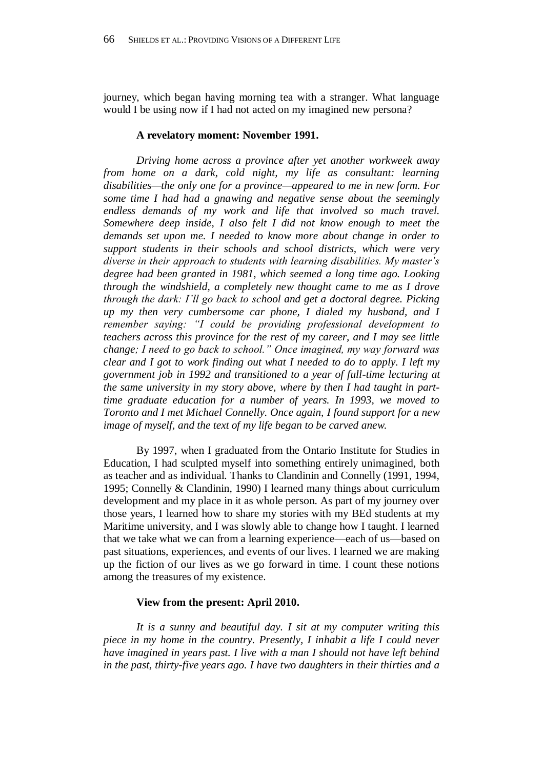journey, which began having morning tea with a stranger. What language would I be using now if I had not acted on my imagined new persona?

### A revelatory moment: November 1991.

*Driving home across a province after yet another workweek away from home on a dark, cold night, my life as consultant: learning disabilities—the only one for a province—appeared to me in new form. For some time I had had a gnawing and negative sense about the seemingly endless demands of my work and life that involved so much travel. Somewhere deep inside, I also felt I did not know enough to meet the demands set upon me. I needed to know more about change in order to support students in their schools and school districts, which were very diverse in their approach to students with learning disabilities. My master's degree had been granted in 1981, which seemed a long time ago. Looking through the windshield, a completely new thought came to me as I drove through the dark: I'll go back to school and get a doctoral degree. Picking up my then very cumbersome car phone, I dialed my husband, and I remember saying: "I could be providing professional development to teachers across this province for the rest of my career, and I may see little change; I need to go back to school." Once imagined, my way forward was clear and I got to work finding out what I needed to do to apply. I left my government job in 1992 and transitioned to a year of full-time lecturing at the same university in my story above, where by then I had taught in part-time graduate education for a number of years. In 1993, we moved to Toronto and I met Michael Connelly. Once again, I found support for a new image of myself, and the text of my life began to be carved anew.*

By 1997, when I graduated from the Ontario Institute for Studies in Education, I had sculpted myself into something entirely unimagined, both as teacher and as individual. Thanks to Clandinin and Connelly (1991, 1994, 1995; Connelly & Clandinin, 1990) I learned many things about curriculum development and my place in it as whole person. As part of my journey over those years, I learned how to share my stories with my BEd students at my Maritime university, and I was slowly able to change how I taught. I learned that we take what we can from a learning experience—each of us—based on past situations, experiences, and events of our lives. I learned we are making up the fiction of our lives as we go forward in time. I count these notions among the treasures of my existence.

### View from the present: April 2010.

*It is a sunny and beautiful day. I sit at my computer writing this piece in my home in the country. Presently, I inhabit a life I could never have imagined in years past. I live with a man I should not have left behind in the past, thirty-five years ago. I have two daughters in their thirties and a*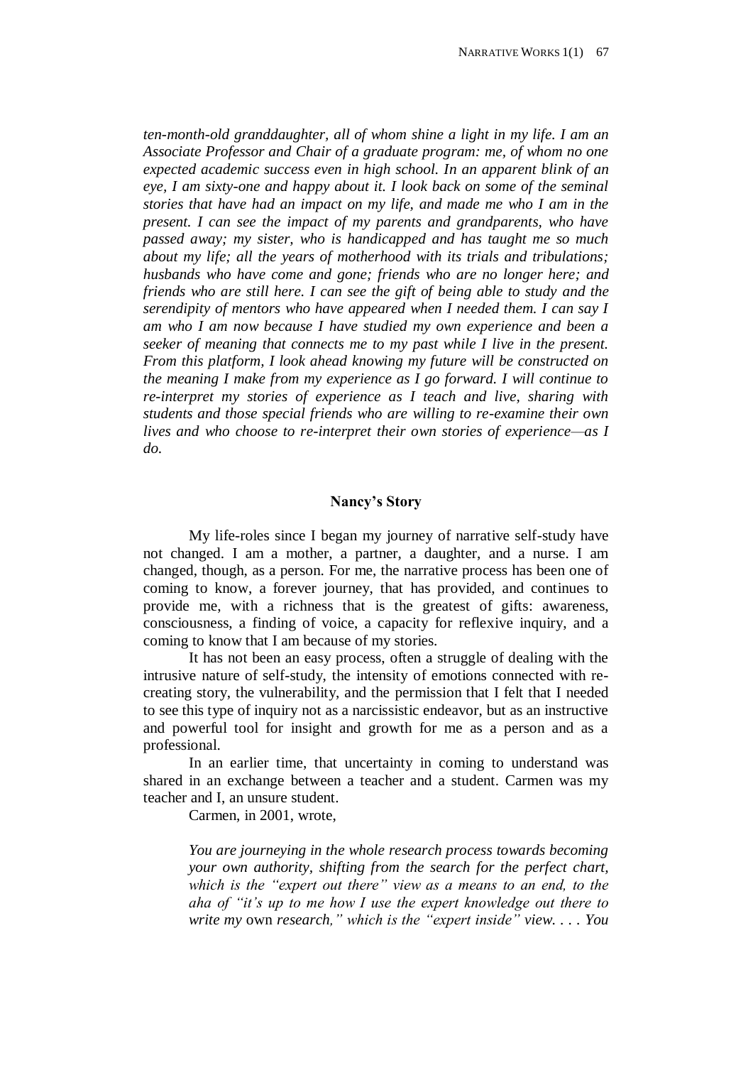*ten-month-old granddaughter, all of whom shine a light in my life. I am an Associate Professor and Chair of a graduate program: me, of whom no one expected academic success even in high school. In an apparent blink of an eye, I am sixty-one and happy about it. I look back on some of the seminal stories that have had an impact on my life, and made me who I am in the present. I can see the impact of my parents and grandparents, who have passed away; my sister, who is handicapped and has taught me so much about my life; all the years of motherhood with its trials and tribulations; husbands who have come and gone; friends who are no longer here; and friends who are still here. I can see the gift of being able to study and the serendipity of mentors who have appeared when I needed them. I can say I am who I am now because I have studied my own experience and been a seeker of meaning that connects me to my past while I live in the present. From this platform, I look ahead knowing my future will be constructed on the meaning I make from my experience as I go forward. I will continue to re-interpret my stories of experience as I teach and live, sharing with students and those special friends who are willing to re-examine their own lives and who choose to re-interpret their own stories of experience—as I do.*

### Nancy's Story

My life-roles since I began my journey of narrative self-study have not changed. I am a mother, a partner, a daughter, and a nurse. I am changed, though, as a person. For me, the narrative process has been one of coming to know, a forever journey, that has provided, and continues to provide me, with a richness that is the greatest of gifts: awareness, consciousness, a finding of voice, a capacity for reflexive inquiry, and a coming to know that I am because of my stories.

It has not been an easy process, often a struggle of dealing with the intrusive nature of self-study, the intensity of emotions connected with re-creating story, the vulnerability, and the permission that I felt that I needed to see this type of inquiry not as a narcissistic endeavor, but as an instructive and powerful tool for insight and growth for me as a person and as a professional.

In an earlier time, that uncertainty in coming to understand was shared in an exchange between a teacher and a student. Carmen was my teacher and I, an unsure student.

Carmen, in 2001, wrote,

> *You are journeying in the whole research process towards becoming your own authority, shifting from the search for the perfect chart, which is the "expert out there" view as a means to an end, to the aha of "it's up to me how I use the expert knowledge out there to write my* own *research," which is the "expert inside" view. . . . You*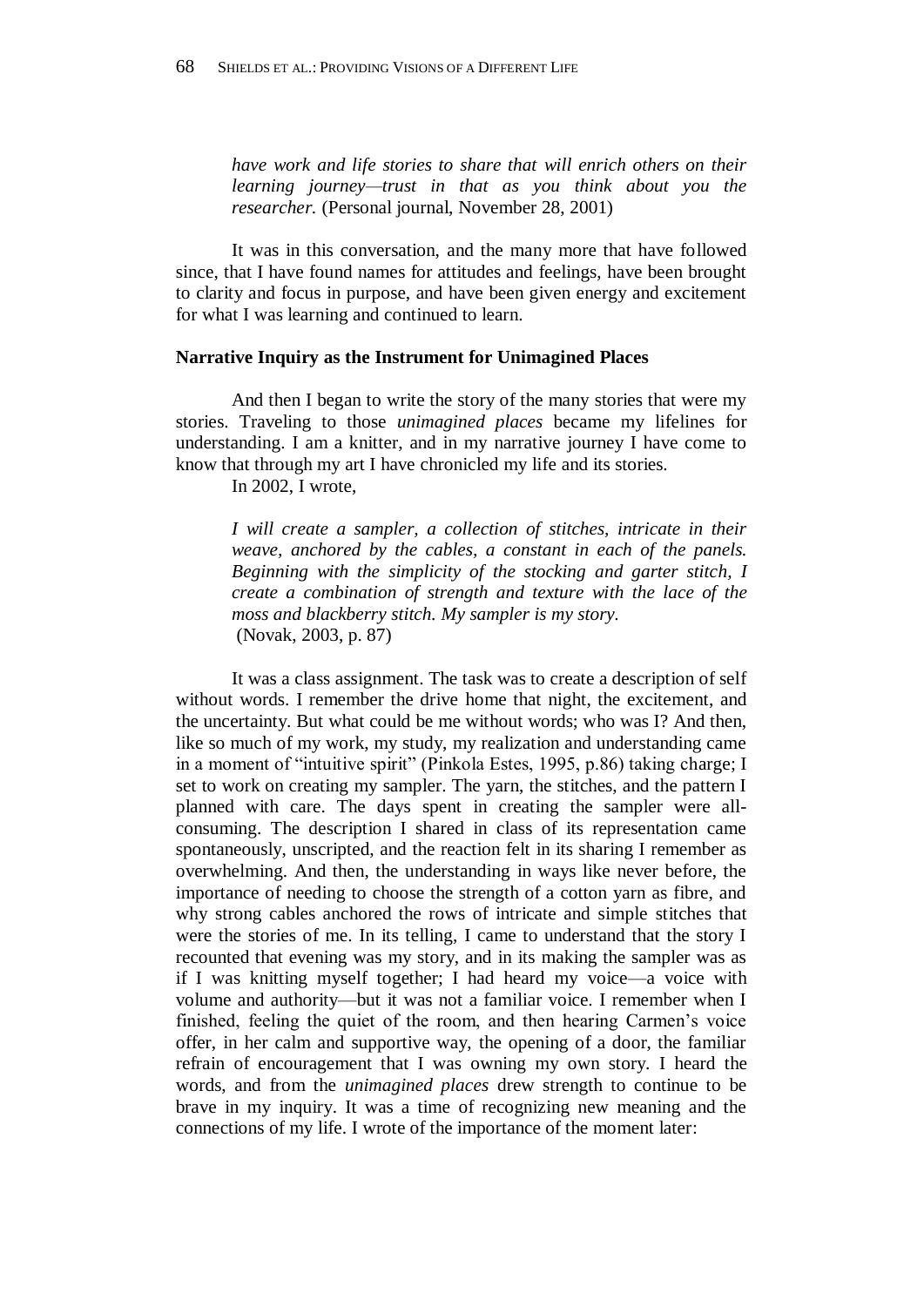*have work and life stories to share that will enrich others on their learning journey—trust in that as you think about you the researcher.* (Personal journal, November 28, 2001)

It was in this conversation, and the many more that have followed since, that I have found names for attitudes and feelings, have been brought to clarity and focus in purpose, and have been given energy and excitement for what I was learning and continued to learn.

**Narrative Inquiry as the Instrument for Unimagined Places**

And then I began to write the story of the many stories that were my stories. Traveling to those *unimagined places* became my lifelines for understanding. I am a knitter, and in my narrative journey I have come to know that through my art I have chronicled my life and its stories.

In 2002, I wrote,

> *I will create a sampler, a collection of stitches, intricate in their weave, anchored by the cables, a constant in each of the panels. Beginning with the simplicity of the stocking and garter stitch, I create a combination of strength and texture with the lace of the moss and blackberry stitch. My sampler is my story.*
> (Novak, 2003, p. 87)

It was a class assignment. The task was to create a description of self without words. I remember the drive home that night, the excitement, and the uncertainty. But what could be me without words; who was I? And then, like so much of my work, my study, my realization and understanding came in a moment of "intuitive spirit" (Pinkola Estes, 1995, p.86) taking charge; I set to work on creating my sampler. The yarn, the stitches, and the pattern I planned with care. The days spent in creating the sampler were all-consuming. The description I shared in class of its representation came spontaneously, unscripted, and the reaction felt in its sharing I remember as overwhelming. And then, the understanding in ways like never before, the importance of needing to choose the strength of a cotton yarn as fibre, and why strong cables anchored the rows of intricate and simple stitches that were the stories of me. In its telling, I came to understand that the story I recounted that evening was my story, and in its making the sampler was as if I was knitting myself together; I had heard my voice—a voice with volume and authority—but it was not a familiar voice. I remember when I finished, feeling the quiet of the room, and then hearing Carmen's voice offer, in her calm and supportive way, the opening of a door, the familiar refrain of encouragement that I was owning my own story. I heard the words, and from the *unimagined places* drew strength to continue to be brave in my inquiry. It was a time of recognizing new meaning and the connections of my life. I wrote of the importance of the moment later: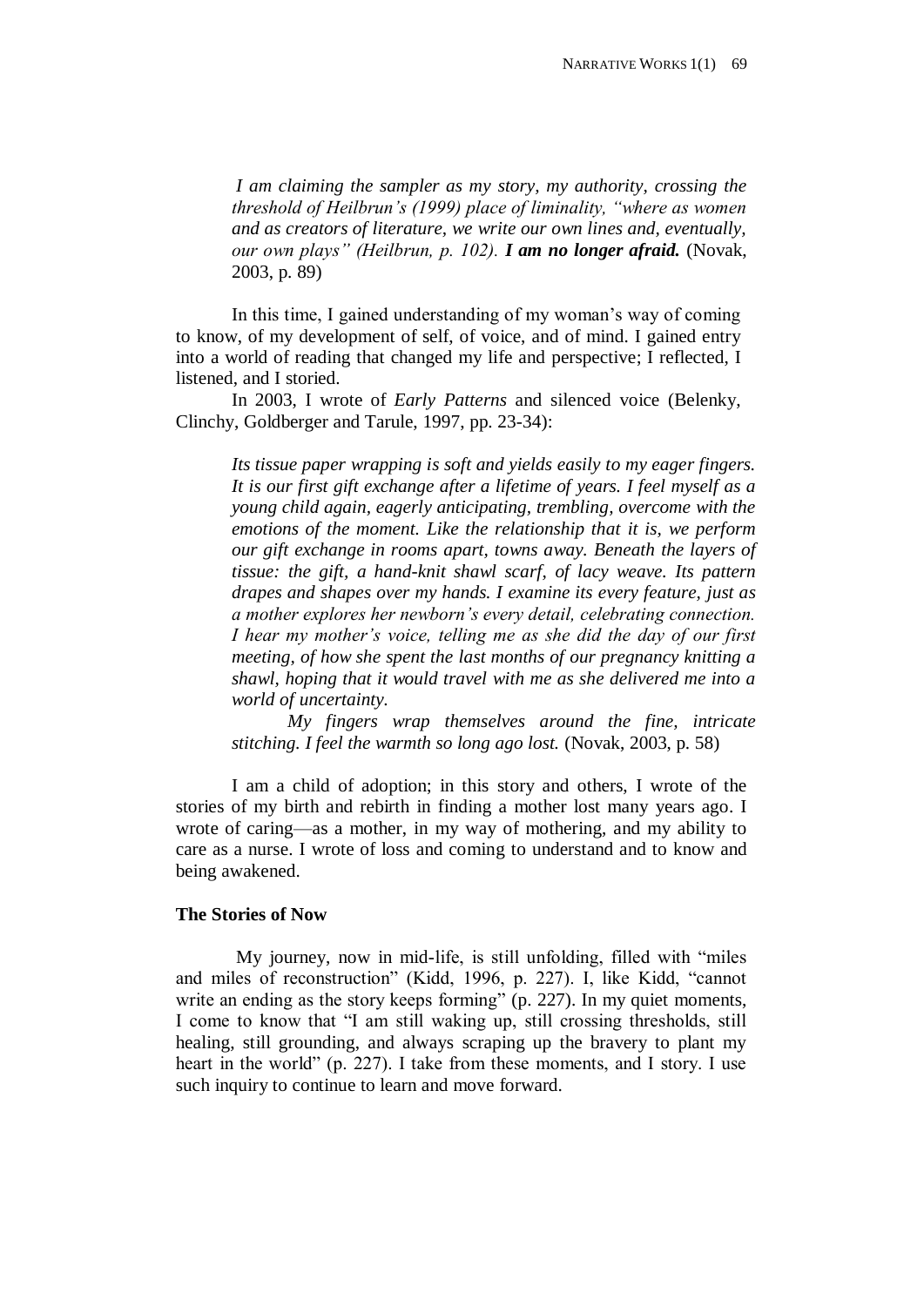> *I am claiming the sampler as my story, my authority, crossing the threshold of Heilbrun's (1999) place of liminality, "where as women and as creators of literature, we write our own lines and, eventually, our own plays" (Heilbrun, p. 102).* ***I am no longer afraid.*** (Novak, 2003, p. 89)

In this time, I gained understanding of my woman's way of coming to know, of my development of self, of voice, and of mind. I gained entry into a world of reading that changed my life and perspective; I reflected, I listened, and I storied.

In 2003, I wrote of *Early Patterns* and silenced voice (Belenky, Clinchy, Goldberger and Tarule, 1997, pp. 23-34):

> *Its tissue paper wrapping is soft and yields easily to my eager fingers. It is our first gift exchange after a lifetime of years. I feel myself as a young child again, eagerly anticipating, trembling, overcome with the emotions of the moment. Like the relationship that it is, we perform our gift exchange in rooms apart, towns away. Beneath the layers of tissue: the gift, a hand-knit shawl scarf, of lacy weave. Its pattern drapes and shapes over my hands. I examine its every feature, just as a mother explores her newborn's every detail, celebrating connection. I hear my mother's voice, telling me as she did the day of our first meeting, of how she spent the last months of our pregnancy knitting a shawl, hoping that it would travel with me as she delivered me into a world of uncertainty.*
>
> *My fingers wrap themselves around the fine, intricate stitching. I feel the warmth so long ago lost.* (Novak, 2003, p. 58)

I am a child of adoption; in this story and others, I wrote of the stories of my birth and rebirth in finding a mother lost many years ago. I wrote of caring—as a mother, in my way of mothering, and my ability to care as a nurse. I wrote of loss and coming to understand and to know and being awakened.

### The Stories of Now

My journey, now in mid-life, is still unfolding, filled with "miles and miles of reconstruction" (Kidd, 1996, p. 227). I, like Kidd, "cannot write an ending as the story keeps forming" (p. 227). In my quiet moments, I come to know that "I am still waking up, still crossing thresholds, still healing, still grounding, and always scraping up the bravery to plant my heart in the world" (p. 227). I take from these moments, and I story. I use such inquiry to continue to learn and move forward.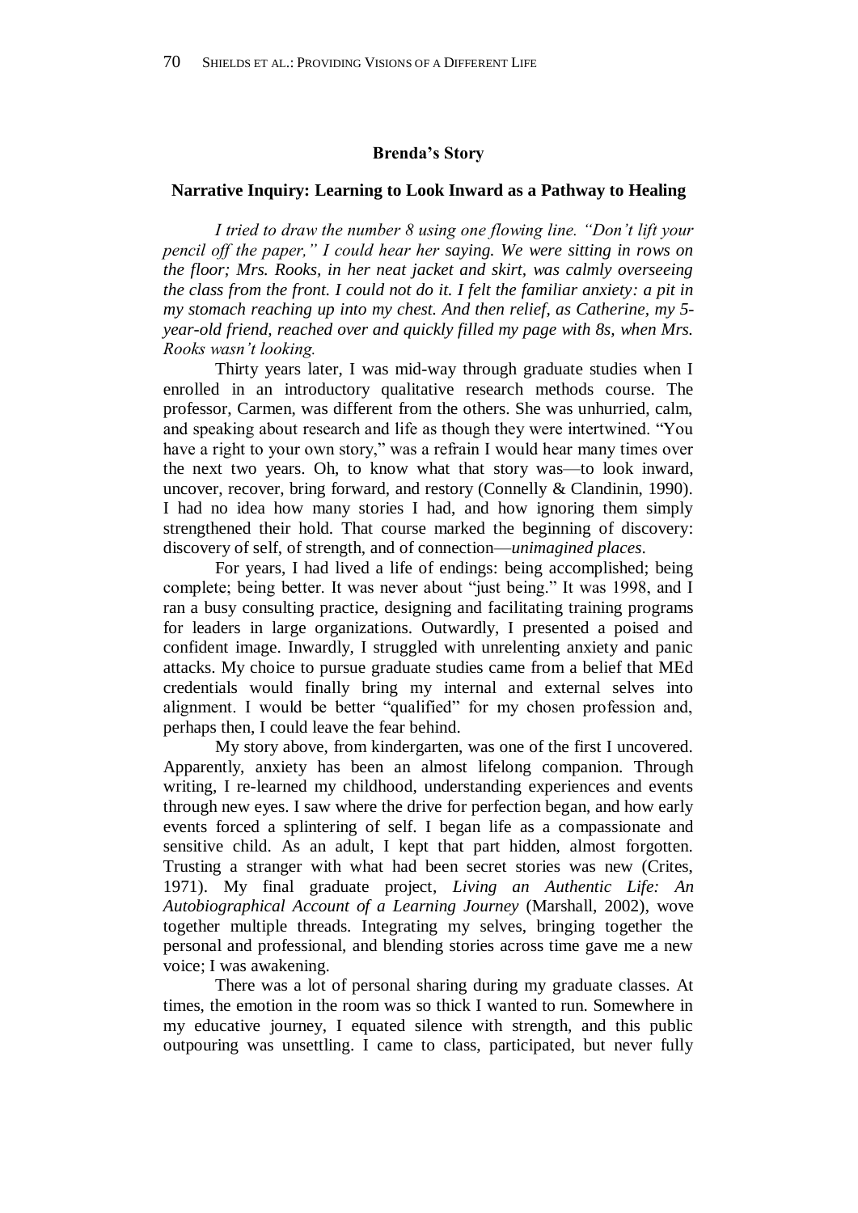## Brenda's Story

### Narrative Inquiry: Learning to Look Inward as a Pathway to Healing

*I tried to draw the number 8 using one flowing line. "Don't lift your pencil off the paper," I could hear her saying. We were sitting in rows on the floor; Mrs. Rooks, in her neat jacket and skirt, was calmly overseeing the class from the front. I could not do it. I felt the familiar anxiety: a pit in my stomach reaching up into my chest. And then relief, as Catherine, my 5-year-old friend, reached over and quickly filled my page with 8s, when Mrs. Rooks wasn't looking.*

Thirty years later, I was mid-way through graduate studies when I enrolled in an introductory qualitative research methods course. The professor, Carmen, was different from the others. She was unhurried, calm, and speaking about research and life as though they were intertwined. "You have a right to your own story," was a refrain I would hear many times over the next two years. Oh, to know what that story was—to look inward, uncover, recover, bring forward, and restory (Connelly & Clandinin, 1990). I had no idea how many stories I had, and how ignoring them simply strengthened their hold. That course marked the beginning of discovery: discovery of self, of strength, and of connection—*unimagined places*.

For years, I had lived a life of endings: being accomplished; being complete; being better. It was never about "just being." It was 1998, and I ran a busy consulting practice, designing and facilitating training programs for leaders in large organizations. Outwardly, I presented a poised and confident image. Inwardly, I struggled with unrelenting anxiety and panic attacks. My choice to pursue graduate studies came from a belief that MEd credentials would finally bring my internal and external selves into alignment. I would be better "qualified" for my chosen profession and, perhaps then, I could leave the fear behind.

My story above, from kindergarten, was one of the first I uncovered. Apparently, anxiety has been an almost lifelong companion. Through writing, I re-learned my childhood, understanding experiences and events through new eyes. I saw where the drive for perfection began, and how early events forced a splintering of self. I began life as a compassionate and sensitive child. As an adult, I kept that part hidden, almost forgotten. Trusting a stranger with what had been secret stories was new (Crites, 1971). My final graduate project, *Living an Authentic Life: An Autobiographical Account of a Learning Journey* (Marshall, 2002), wove together multiple threads. Integrating my selves, bringing together the personal and professional, and blending stories across time gave me a new voice; I was awakening.

There was a lot of personal sharing during my graduate classes. At times, the emotion in the room was so thick I wanted to run. Somewhere in my educative journey, I equated silence with strength, and this public outpouring was unsettling. I came to class, participated, but never fully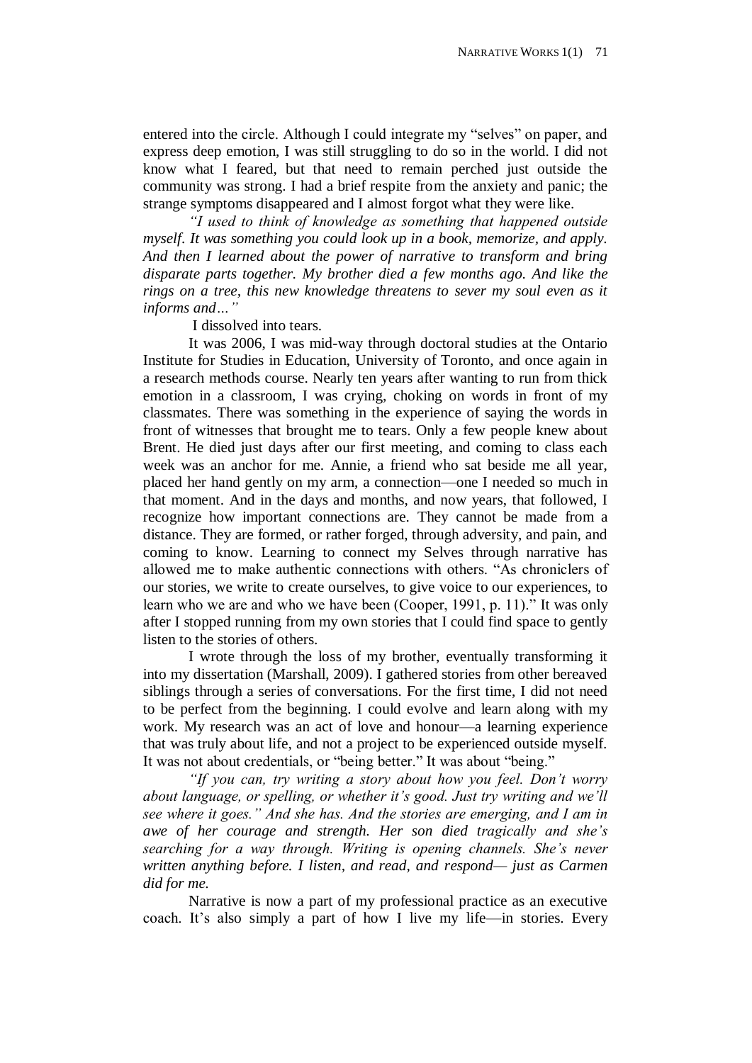entered into the circle. Although I could integrate my "selves" on paper, and express deep emotion, I was still struggling to do so in the world. I did not know what I feared, but that need to remain perched just outside the community was strong. I had a brief respite from the anxiety and panic; the strange symptoms disappeared and I almost forgot what they were like.

*"I used to think of knowledge as something that happened outside myself. It was something you could look up in a book, memorize, and apply. And then I learned about the power of narrative to transform and bring disparate parts together. My brother died a few months ago. And like the rings on a tree, this new knowledge threatens to sever my soul even as it informs and…"*

I dissolved into tears.

It was 2006, I was mid-way through doctoral studies at the Ontario Institute for Studies in Education, University of Toronto, and once again in a research methods course. Nearly ten years after wanting to run from thick emotion in a classroom, I was crying, choking on words in front of my classmates. There was something in the experience of saying the words in front of witnesses that brought me to tears. Only a few people knew about Brent. He died just days after our first meeting, and coming to class each week was an anchor for me. Annie, a friend who sat beside me all year, placed her hand gently on my arm, a connection—one I needed so much in that moment. And in the days and months, and now years, that followed, I recognize how important connections are. They cannot be made from a distance. They are formed, or rather forged, through adversity, and pain, and coming to know. Learning to connect my Selves through narrative has allowed me to make authentic connections with others. "As chroniclers of our stories, we write to create ourselves, to give voice to our experiences, to learn who we are and who we have been (Cooper, 1991, p. 11)." It was only after I stopped running from my own stories that I could find space to gently listen to the stories of others.

I wrote through the loss of my brother, eventually transforming it into my dissertation (Marshall, 2009). I gathered stories from other bereaved siblings through a series of conversations. For the first time, I did not need to be perfect from the beginning. I could evolve and learn along with my work. My research was an act of love and honour—a learning experience that was truly about life, and not a project to be experienced outside myself. It was not about credentials, or "being better." It was about "being."

*"If you can, try writing a story about how you feel. Don't worry about language, or spelling, or whether it's good. Just try writing and we'll see where it goes." And she has. And the stories are emerging, and I am in awe of her courage and strength. Her son died tragically and she's searching for a way through. Writing is opening channels. She's never written anything before. I listen, and read, and respond— just as Carmen did for me.*

Narrative is now a part of my professional practice as an executive coach. It's also simply a part of how I live my life—in stories. Every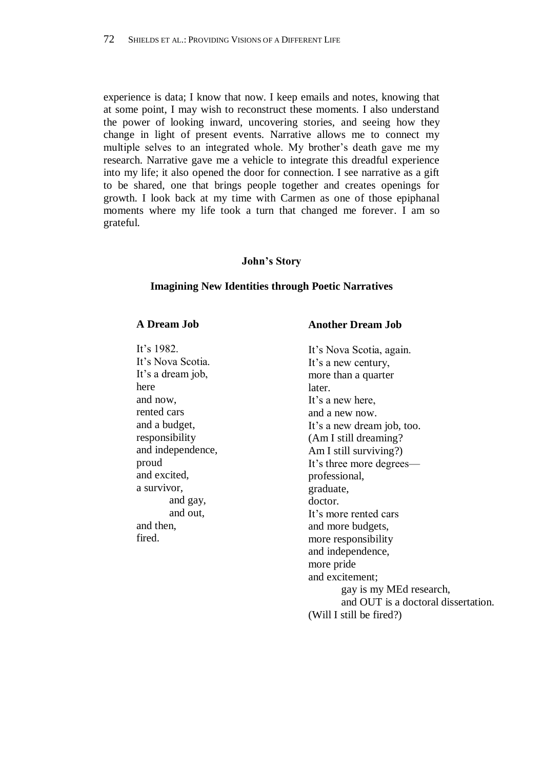experience is data; I know that now. I keep emails and notes, knowing that at some point, I may wish to reconstruct these moments. I also understand the power of looking inward, uncovering stories, and seeing how they change in light of present events. Narrative allows me to connect my multiple selves to an integrated whole. My brother's death gave me my research. Narrative gave me a vehicle to integrate this dreadful experience into my life; it also opened the door for connection. I see narrative as a gift to be shared, one that brings people together and creates openings for growth. I look back at my time with Carmen as one of those epiphanal moments where my life took a turn that changed me forever. I am so grateful.

## John's Story

### Imagining New Identities through Poetic Narratives

**A Dream Job**

It's 1982.  
It's Nova Scotia.  
It's a dream job,  
here  
and now,  
rented cars  
and a budget,  
responsibility  
and independence,  
proud  
and excited,  
a survivor,  
        and gay,  
        and out,  
and then,  
fired.

**Another Dream Job**

It's Nova Scotia, again.  
It's a new century,  
more than a quarter  
later.  
It's a new here,  
and a new now.  
It's a new dream job, too.  
(Am I still dreaming?  
Am I still surviving?)  
It's three more degrees—  
professional,  
graduate,  
doctor.  
It's more rented cars  
and more budgets,  
more responsibility  
and independence,  
more pride  
and excitement;  
        gay is my MEd research,  
        and OUT is a doctoral dissertation.  
(Will I still be fired?)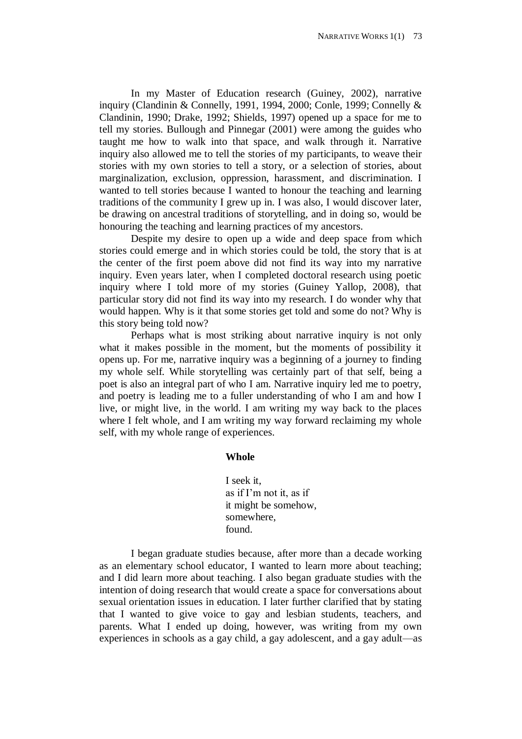In my Master of Education research (Guiney, 2002), narrative inquiry (Clandinin & Connelly, 1991, 1994, 2000; Conle, 1999; Connelly & Clandinin, 1990; Drake, 1992; Shields, 1997) opened up a space for me to tell my stories. Bullough and Pinnegar (2001) were among the guides who taught me how to walk into that space, and walk through it. Narrative inquiry also allowed me to tell the stories of my participants, to weave their stories with my own stories to tell a story, or a selection of stories, about marginalization, exclusion, oppression, harassment, and discrimination. I wanted to tell stories because I wanted to honour the teaching and learning traditions of the community I grew up in. I was also, I would discover later, be drawing on ancestral traditions of storytelling, and in doing so, would be honouring the teaching and learning practices of my ancestors.

Despite my desire to open up a wide and deep space from which stories could emerge and in which stories could be told, the story that is at the center of the first poem above did not find its way into my narrative inquiry. Even years later, when I completed doctoral research using poetic inquiry where I told more of my stories (Guiney Yallop, 2008), that particular story did not find its way into my research. I do wonder why that would happen. Why is it that some stories get told and some do not? Why is this story being told now?

Perhaps what is most striking about narrative inquiry is not only what it makes possible in the moment, but the moments of possibility it opens up. For me, narrative inquiry was a beginning of a journey to finding my whole self. While storytelling was certainly part of that self, being a poet is also an integral part of who I am. Narrative inquiry led me to poetry, and poetry is leading me to a fuller understanding of who I am and how I live, or might live, in the world. I am writing my way back to the places where I felt whole, and I am writing my way forward reclaiming my whole self, with my whole range of experiences.

**Whole**

I seek it,  
as if I'm not it, as if  
it might be somehow,  
somewhere,  
found.

I began graduate studies because, after more than a decade working as an elementary school educator, I wanted to learn more about teaching; and I did learn more about teaching. I also began graduate studies with the intention of doing research that would create a space for conversations about sexual orientation issues in education. I later further clarified that by stating that I wanted to give voice to gay and lesbian students, teachers, and parents. What I ended up doing, however, was writing from my own experiences in schools as a gay child, a gay adolescent, and a gay adult—as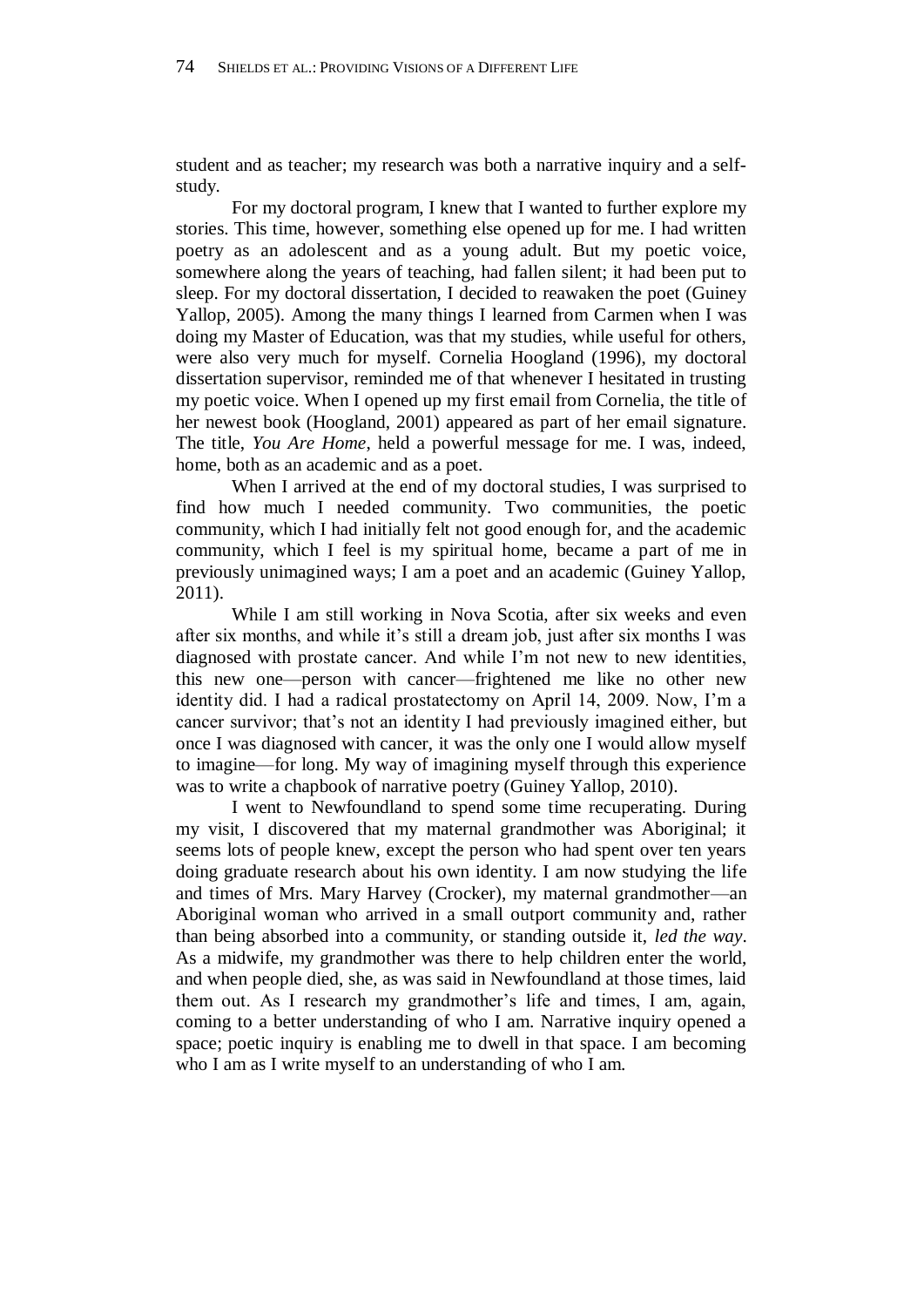student and as teacher; my research was both a narrative inquiry and a self-study.

For my doctoral program, I knew that I wanted to further explore my stories. This time, however, something else opened up for me. I had written poetry as an adolescent and as a young adult. But my poetic voice, somewhere along the years of teaching, had fallen silent; it had been put to sleep. For my doctoral dissertation, I decided to reawaken the poet (Guiney Yallop, 2005). Among the many things I learned from Carmen when I was doing my Master of Education, was that my studies, while useful for others, were also very much for myself. Cornelia Hoogland (1996), my doctoral dissertation supervisor, reminded me of that whenever I hesitated in trusting my poetic voice. When I opened up my first email from Cornelia, the title of her newest book (Hoogland, 2001) appeared as part of her email signature. The title, *You Are Home*, held a powerful message for me. I was, indeed, home, both as an academic and as a poet.

When I arrived at the end of my doctoral studies, I was surprised to find how much I needed community. Two communities, the poetic community, which I had initially felt not good enough for, and the academic community, which I feel is my spiritual home, became a part of me in previously unimagined ways; I am a poet and an academic (Guiney Yallop, 2011).

While I am still working in Nova Scotia, after six weeks and even after six months, and while it's still a dream job, just after six months I was diagnosed with prostate cancer. And while I'm not new to new identities, this new one—person with cancer—frightened me like no other new identity did. I had a radical prostatectomy on April 14, 2009. Now, I'm a cancer survivor; that's not an identity I had previously imagined either, but once I was diagnosed with cancer, it was the only one I would allow myself to imagine—for long. My way of imagining myself through this experience was to write a chapbook of narrative poetry (Guiney Yallop, 2010).

I went to Newfoundland to spend some time recuperating. During my visit, I discovered that my maternal grandmother was Aboriginal; it seems lots of people knew, except the person who had spent over ten years doing graduate research about his own identity. I am now studying the life and times of Mrs. Mary Harvey (Crocker), my maternal grandmother—an Aboriginal woman who arrived in a small outport community and, rather than being absorbed into a community, or standing outside it, *led the way*. As a midwife, my grandmother was there to help children enter the world, and when people died, she, as was said in Newfoundland at those times, laid them out. As I research my grandmother's life and times, I am, again, coming to a better understanding of who I am. Narrative inquiry opened a space; poetic inquiry is enabling me to dwell in that space. I am becoming who I am as I write myself to an understanding of who I am.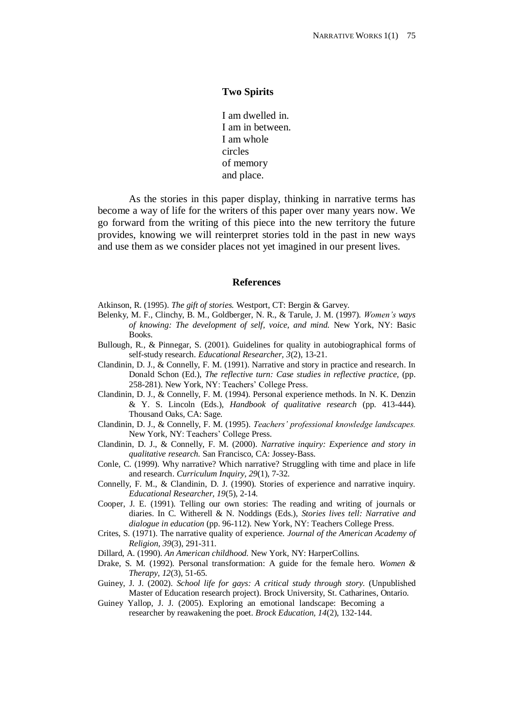**Two Spirits**

I am dwelled in.
I am in between.
I am whole
circles
of memory
and place.

As the stories in this paper display, thinking in narrative terms has become a way of life for the writers of this paper over many years now. We go forward from the writing of this piece into the new territory the future provides, knowing we will reinterpret stories told in the past in new ways and use them as we consider places not yet imagined in our present lives.

## References

Atkinson, R. (1995). *The gift of stories.* Westport, CT: Bergin & Garvey.

Belenky, M. F., Clinchy, B. M., Goldberger, N. R., & Tarule, J. M. (1997). *Women's ways of knowing: The development of self, voice, and mind.* New York, NY: Basic Books.

Bullough, R., & Pinnegar, S. (2001). Guidelines for quality in autobiographical forms of self-study research. *Educational Researcher, 3*(2), 13-21.

Clandinin, D. J., & Connelly, F. M. (1991). Narrative and story in practice and research. In Donald Schon (Ed.), *The reflective turn: Case studies in reflective practice,* (pp. 258-281). New York, NY: Teachers' College Press.

Clandinin, D. J., & Connelly, F. M. (1994). Personal experience methods. In N. K. Denzin & Y. S. Lincoln (Eds.), *Handbook of qualitative research* (pp. 413-444). Thousand Oaks, CA: Sage.

Clandinin, D. J., & Connelly, F. M. (1995). *Teachers' professional knowledge landscapes.* New York, NY: Teachers' College Press.

Clandinin, D. J., & Connelly, F. M. (2000). *Narrative inquiry: Experience and story in qualitative research.* San Francisco, CA: Jossey-Bass.

Conle, C. (1999). Why narrative? Which narrative? Struggling with time and place in life and research. *Curriculum Inquiry, 29*(1), 7-32.

Connelly, F. M., & Clandinin, D. J. (1990). Stories of experience and narrative inquiry. *Educational Researcher, 19*(5), 2-14.

Cooper, J. E. (1991). Telling our own stories: The reading and writing of journals or diaries. In C. Witherell & N. Noddings (Eds.), *Stories lives tell: Narrative and dialogue in education* (pp. 96-112). New York, NY: Teachers College Press.

Crites, S. (1971). The narrative quality of experience. *Journal of the American Academy of Religion, 39*(3), 291-311.

Dillard, A. (1990). *An American childhood.* New York, NY: HarperCollins.

Drake, S. M. (1992). Personal transformation: A guide for the female hero. *Women & Therapy, 12*(3), 51-65.

Guiney, J. J. (2002). *School life for gays: A critical study through story.* (Unpublished Master of Education research project). Brock University, St. Catharines, Ontario.

Guiney Yallop, J. J. (2005). Exploring an emotional landscape: Becoming a researcher by reawakening the poet. *Brock Education, 14*(2), 132-144.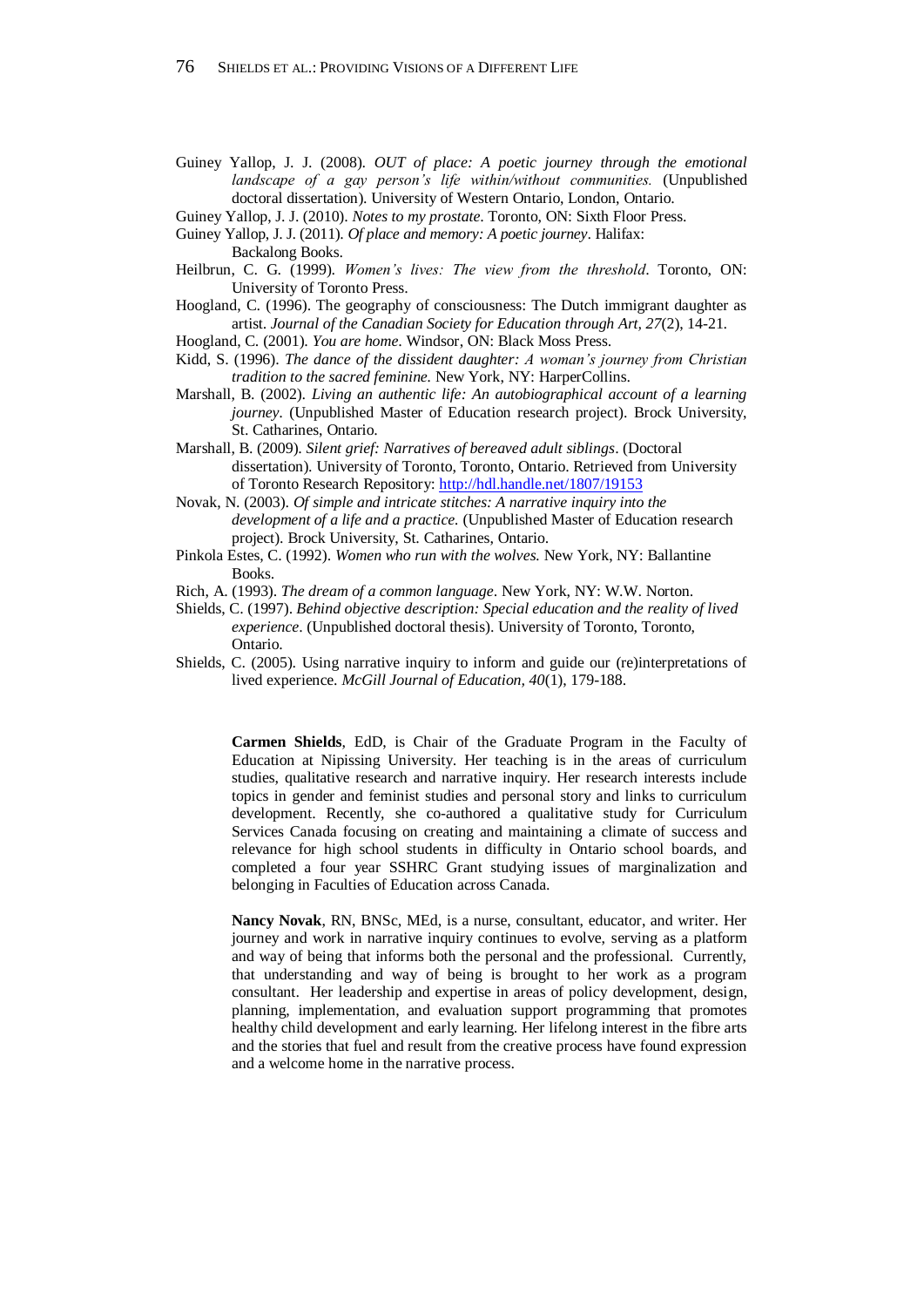Guiney Yallop, J. J. (2008). *OUT of place: A poetic journey through the emotional landscape of a gay person's life within/without communities.* (Unpublished doctoral dissertation). University of Western Ontario, London, Ontario.

Guiney Yallop, J. J. (2010). *Notes to my prostate*. Toronto, ON: Sixth Floor Press.

Guiney Yallop, J. J. (2011). *Of place and memory: A poetic journey*. Halifax: Backalong Books.

Heilbrun, C. G. (1999). *Women's lives: The view from the threshold*. Toronto, ON: University of Toronto Press.

Hoogland, C. (1996). The geography of consciousness: The Dutch immigrant daughter as artist. *Journal of the Canadian Society for Education through Art, 27*(2), 14-21.

Hoogland, C. (2001). *You are home*. Windsor, ON: Black Moss Press.

Kidd, S. (1996). *The dance of the dissident daughter: A woman's journey from Christian tradition to the sacred feminine.* New York, NY: HarperCollins.

Marshall, B. (2002). *Living an authentic life: An autobiographical account of a learning journey*. (Unpublished Master of Education research project). Brock University, St. Catharines, Ontario.

Marshall, B. (2009). *Silent grief: Narratives of bereaved adult siblings*. (Doctoral dissertation). University of Toronto, Toronto, Ontario. Retrieved from University of Toronto Research Repository: http://hdl.handle.net/1807/19153

Novak, N. (2003). *Of simple and intricate stitches: A narrative inquiry into the development of a life and a practice.* (Unpublished Master of Education research project). Brock University, St. Catharines, Ontario.

Pinkola Estes, C. (1992). *Women who run with the wolves.* New York, NY: Ballantine Books.

Rich, A. (1993). *The dream of a common language*. New York, NY: W.W. Norton.

Shields, C. (1997). *Behind objective description: Special education and the reality of lived experience*. (Unpublished doctoral thesis). University of Toronto, Toronto, Ontario.

Shields, C. (2005). Using narrative inquiry to inform and guide our (re)interpretations of lived experience. *McGill Journal of Education, 40*(1), 179-188.

**Carmen Shields**, EdD, is Chair of the Graduate Program in the Faculty of Education at Nipissing University. Her teaching is in the areas of curriculum studies, qualitative research and narrative inquiry. Her research interests include topics in gender and feminist studies and personal story and links to curriculum development. Recently, she co-authored a qualitative study for Curriculum Services Canada focusing on creating and maintaining a climate of success and relevance for high school students in difficulty in Ontario school boards, and completed a four year SSHRC Grant studying issues of marginalization and belonging in Faculties of Education across Canada.

**Nancy Novak**, RN, BNSc, MEd, is a nurse, consultant, educator, and writer. Her journey and work in narrative inquiry continues to evolve, serving as a platform and way of being that informs both the personal and the professional. Currently, that understanding and way of being is brought to her work as a program consultant. Her leadership and expertise in areas of policy development, design, planning, implementation, and evaluation support programming that promotes healthy child development and early learning. Her lifelong interest in the fibre arts and the stories that fuel and result from the creative process have found expression and a welcome home in the narrative process.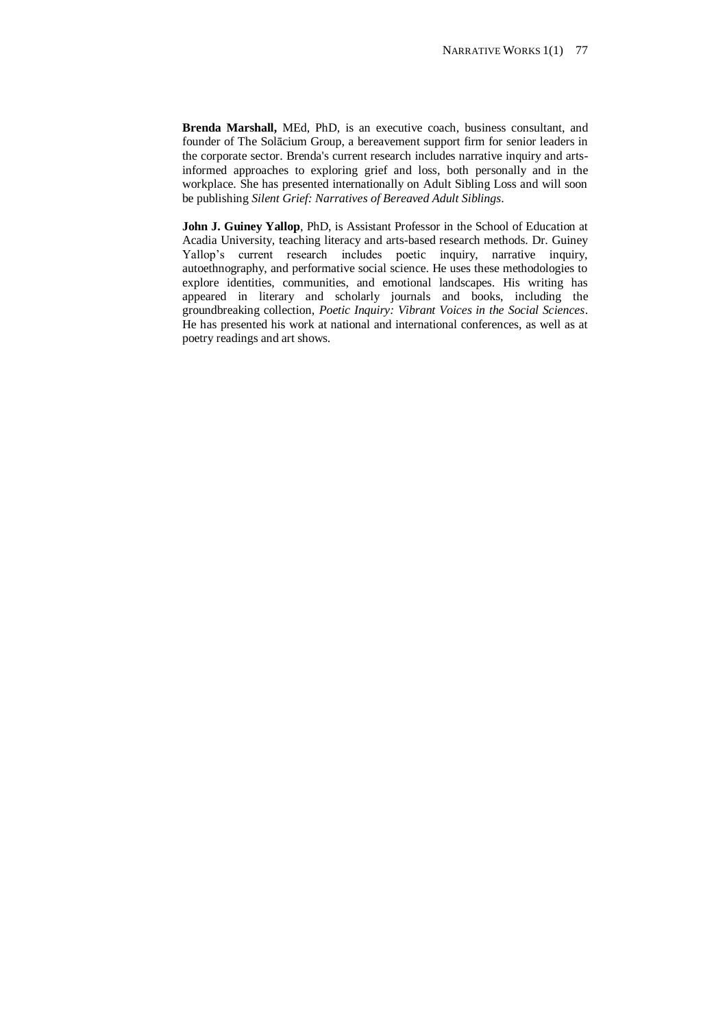**Brenda Marshall,** MEd, PhD, is an executive coach, business consultant, and founder of The Solācium Group, a bereavement support firm for senior leaders in the corporate sector. Brenda's current research includes narrative inquiry and arts-informed approaches to exploring grief and loss, both personally and in the workplace. She has presented internationally on Adult Sibling Loss and will soon be publishing *Silent Grief: Narratives of Bereaved Adult Siblings*.

**John J. Guiney Yallop**, PhD, is Assistant Professor in the School of Education at Acadia University, teaching literacy and arts-based research methods. Dr. Guiney Yallop's current research includes poetic inquiry, narrative inquiry, autoethnography, and performative social science. He uses these methodologies to explore identities, communities, and emotional landscapes. His writing has appeared in literary and scholarly journals and books, including the groundbreaking collection, *Poetic Inquiry: Vibrant Voices in the Social Sciences*. He has presented his work at national and international conferences, as well as at poetry readings and art shows.